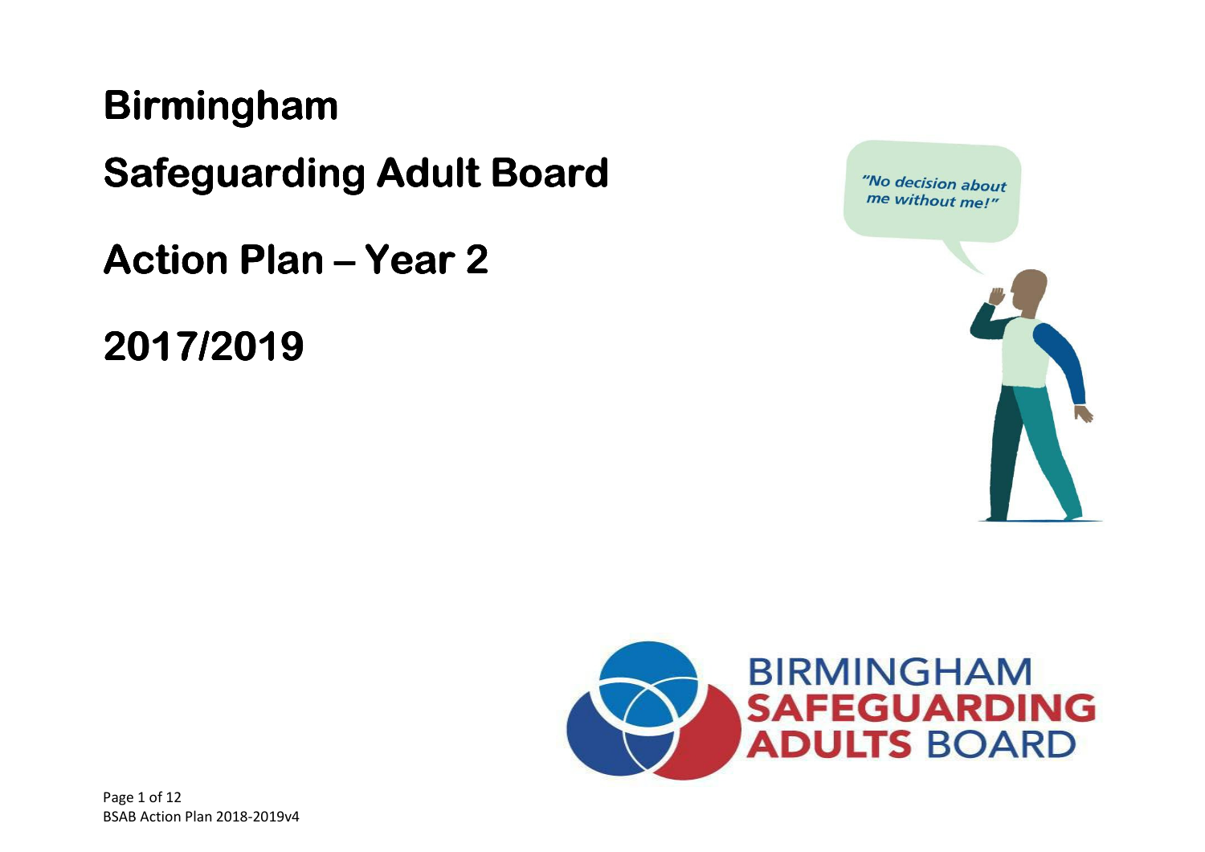# Birmingham

# Safeguarding Adult Board

# Action Plan – Year 2

# 2017/2019

"No decision about me without me!"

BIRMINGHAM SAFEGUARDING ADULTS BOARD

BSAB Action Plan 2018-2019v4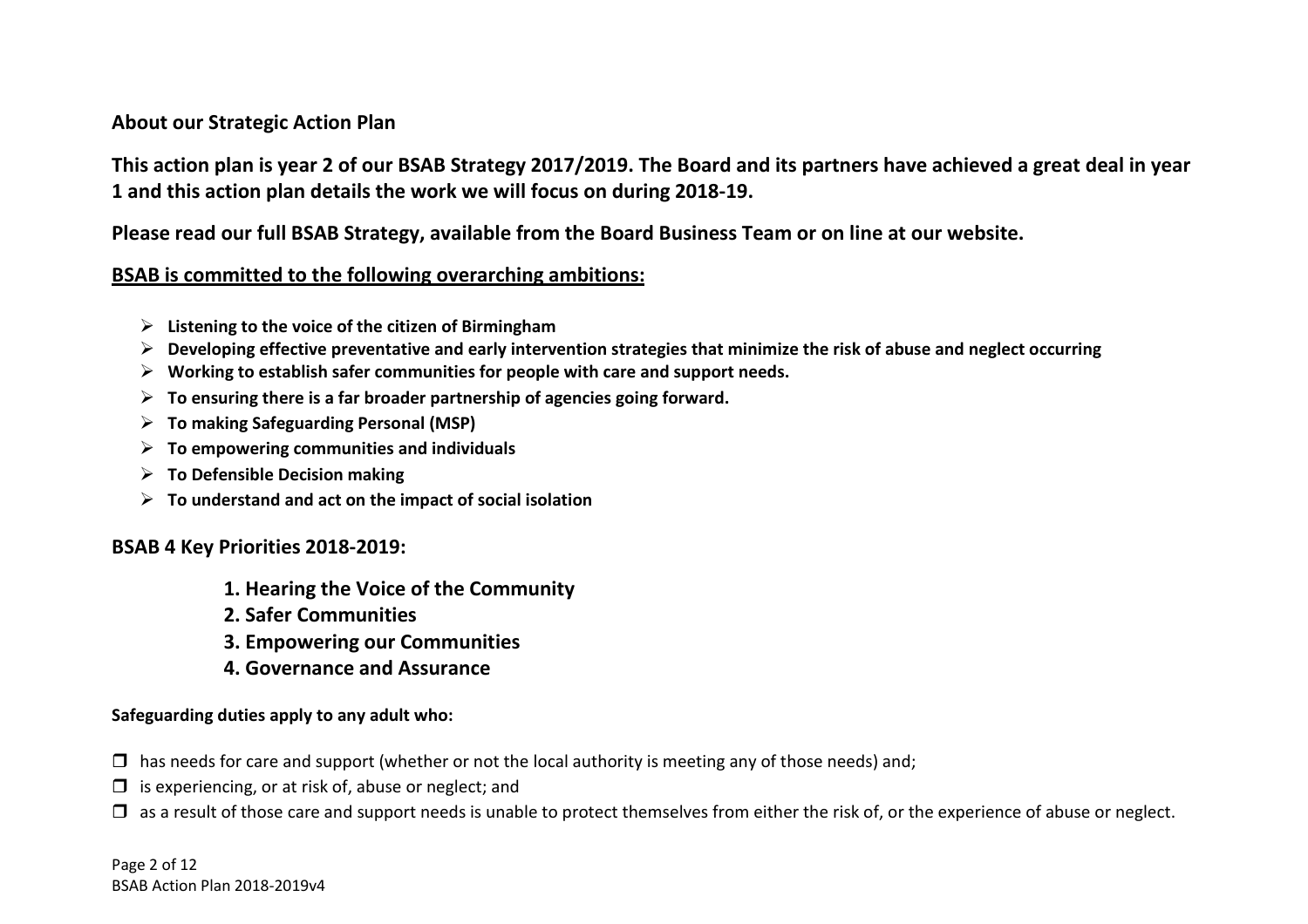## About our Strategic Action Plan

**This action plan is year 2 of our BSAB Strategy 2017/2019. The Board and its partners have achieved a great deal in year 1 and this action plan details the work we will focus on during 2018-19.**

**Please read our full BSAB Strategy, available from the Board Business Team or on line at our website.**

**<u>BSAB is committed to the following overarching ambitions:</u>**

- **Listening to the voice of the citizen of Birmingham**
- **Developing effective preventative and early intervention strategies that minimize the risk of abuse and neglect occurring**
- **Working to establish safer communities for people with care and support needs.**
- **To ensuring there is a far broader partnership of agencies going forward.**
- **To making Safeguarding Personal (MSP)**
- **To empowering communities and individuals**
- **To Defensible Decision making**
- **To understand and act on the impact of social isolation**

## BSAB 4 Key Priorities 2018-2019:

1. **Hearing the Voice of the Community**
2. **Safer Communities**
3. **Empowering our Communities**
4. **Governance and Assurance**

**Safeguarding duties apply to any adult who:**

- has needs for care and support (whether or not the local authority is meeting any of those needs) and;
- is experiencing, or at risk of, abuse or neglect; and
- as a result of those care and support needs is unable to protect themselves from either the risk of, or the experience of abuse or neglect.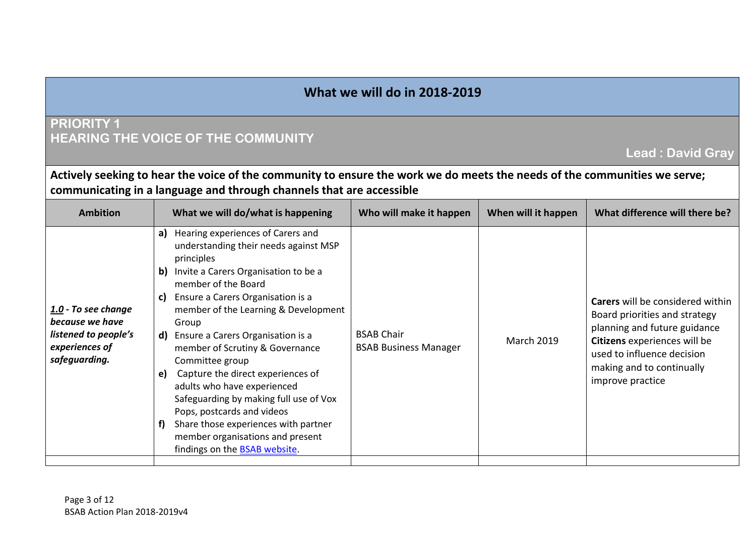# What we will do in 2018-2019

## PRIORITY 1
## HEARING THE VOICE OF THE COMMUNITY

**Lead : David Gray**

**Actively seeking to hear the voice of the community to ensure the work we do meets the needs of the communities we serve; communicating in a language and through channels that are accessible**

| Ambition | What we will do/what is happening | Who will make it happen | When will it happen | What difference will there be? |
|---|---|---|---|---|
| ***1.0*** ***- To see change because we have listened to people's experiences of safeguarding.*** | **a)** Hearing experiences of Carers and understanding their needs against MSP principles<br>**b)** Invite a Carers Organisation to be a member of the Board<br>**c)** Ensure a Carers Organisation is a member of the Learning & Development Group<br>**d)** Ensure a Carers Organisation is a member of Scrutiny & Governance Committee group<br>**e)** Capture the direct experiences of adults who have experienced Safeguarding by making full use of Vox Pops, postcards and videos<br>**f)** Share those experiences with partner member organisations and present findings on the BSAB website. | BSAB Chair<br>BSAB Business Manager | March 2019 | **Carers** will be considered within Board priorities and strategy planning and future guidance<br>**Citizens** experiences will be used to influence decision making and to continually improve practice |
| | | | | |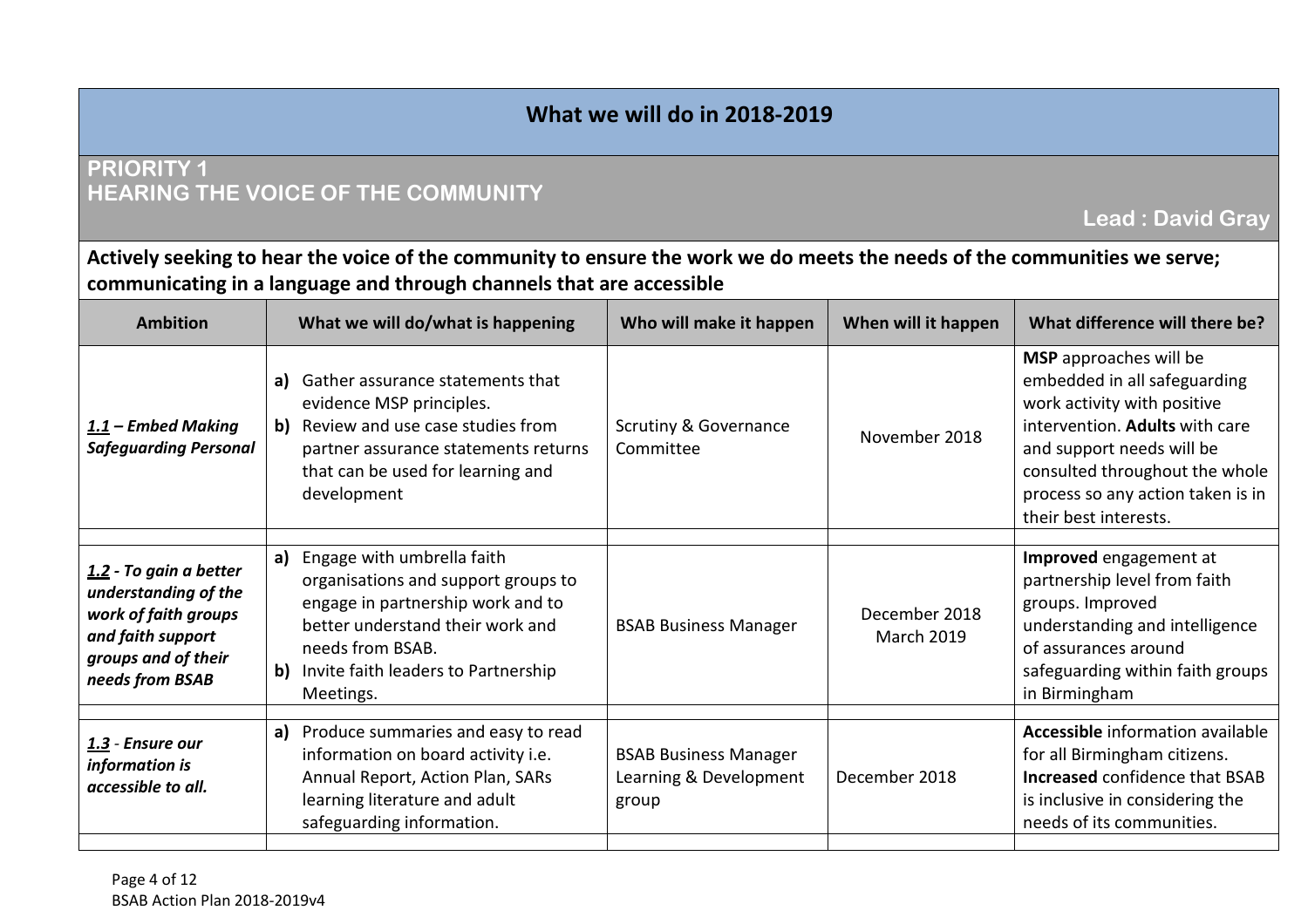# What we will do in 2018-2019

## PRIORITY 1
## HEARING THE VOICE OF THE COMMUNITY

**Lead : David Gray**

**Actively seeking to hear the voice of the community to ensure the work we do meets the needs of the communities we serve; communicating in a language and through channels that are accessible**

| Ambition | What we will do/what is happening | Who will make it happen | When will it happen | What difference will there be? |
|---|---|---|---|---|
| ***1.1* – *Embed Making Safeguarding Personal*** | **a)** Gather assurance statements that evidence MSP principles.<br>**b)** Review and use case studies from partner assurance statements returns that can be used for learning and development | Scrutiny & Governance Committee | November 2018 | **MSP** approaches will be embedded in all safeguarding work activity with positive intervention. **Adults** with care and support needs will be consulted throughout the whole process so any action taken is in their best interests. |
| ***1.2* - *To gain a better understanding of the work of faith groups and faith support groups and of their needs from BSAB*** | **a)** Engage with umbrella faith organisations and support groups to engage in partnership work and to better understand their work and needs from BSAB.<br>**b)** Invite faith leaders to Partnership Meetings. | BSAB Business Manager | December 2018<br>March 2019 | **Improved** engagement at partnership level from faith groups. Improved understanding and intelligence of assurances around safeguarding within faith groups in Birmingham |
| ***1.3* - *Ensure our information is accessible to all.*** | **a)** Produce summaries and easy to read information on board activity i.e. Annual Report, Action Plan, SARs learning literature and adult safeguarding information. | BSAB Business Manager<br>Learning & Development group | December 2018 | **Accessible** information available for all Birmingham citizens. **Increased** confidence that BSAB is inclusive in considering the needs of its communities. |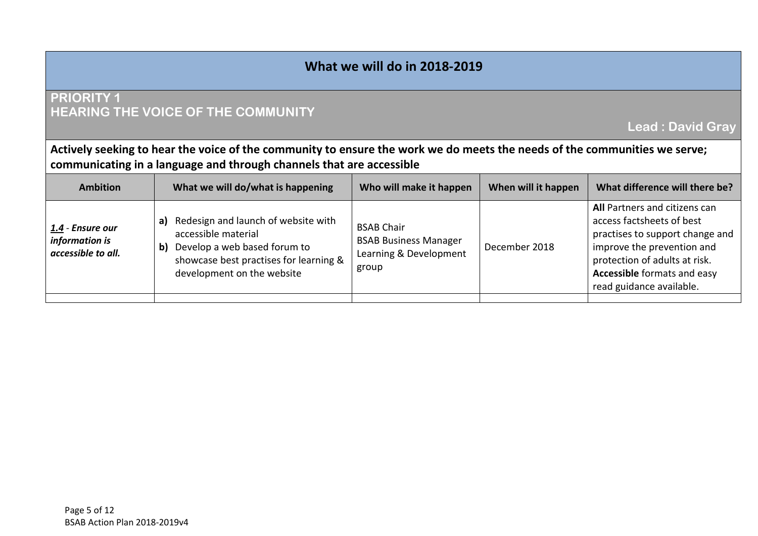## What we will do in 2018-2019

### PRIORITY 1
### HEARING THE VOICE OF THE COMMUNITY

**Lead : David Gray**

**Actively seeking to hear the voice of the community to ensure the work we do meets the needs of the communities we serve; communicating in a language and through channels that are accessible**

| Ambition | What we will do/what is happening | Who will make it happen | When will it happen | What difference will there be? |
|---|---|---|---|---|
| ***1.4* - Ensure our information is accessible to all.** | **a)** Redesign and launch of website with accessible material<br>**b)** Develop a web based forum to showcase best practises for learning & development on the website | BSAB Chair<br>BSAB Business Manager<br>Learning & Development group | December 2018 | **All** Partners and citizens can access factsheets of best practises to support change and improve the prevention and protection of adults at risk.<br>**Accessible** formats and easy read guidance available. |
| | | | | |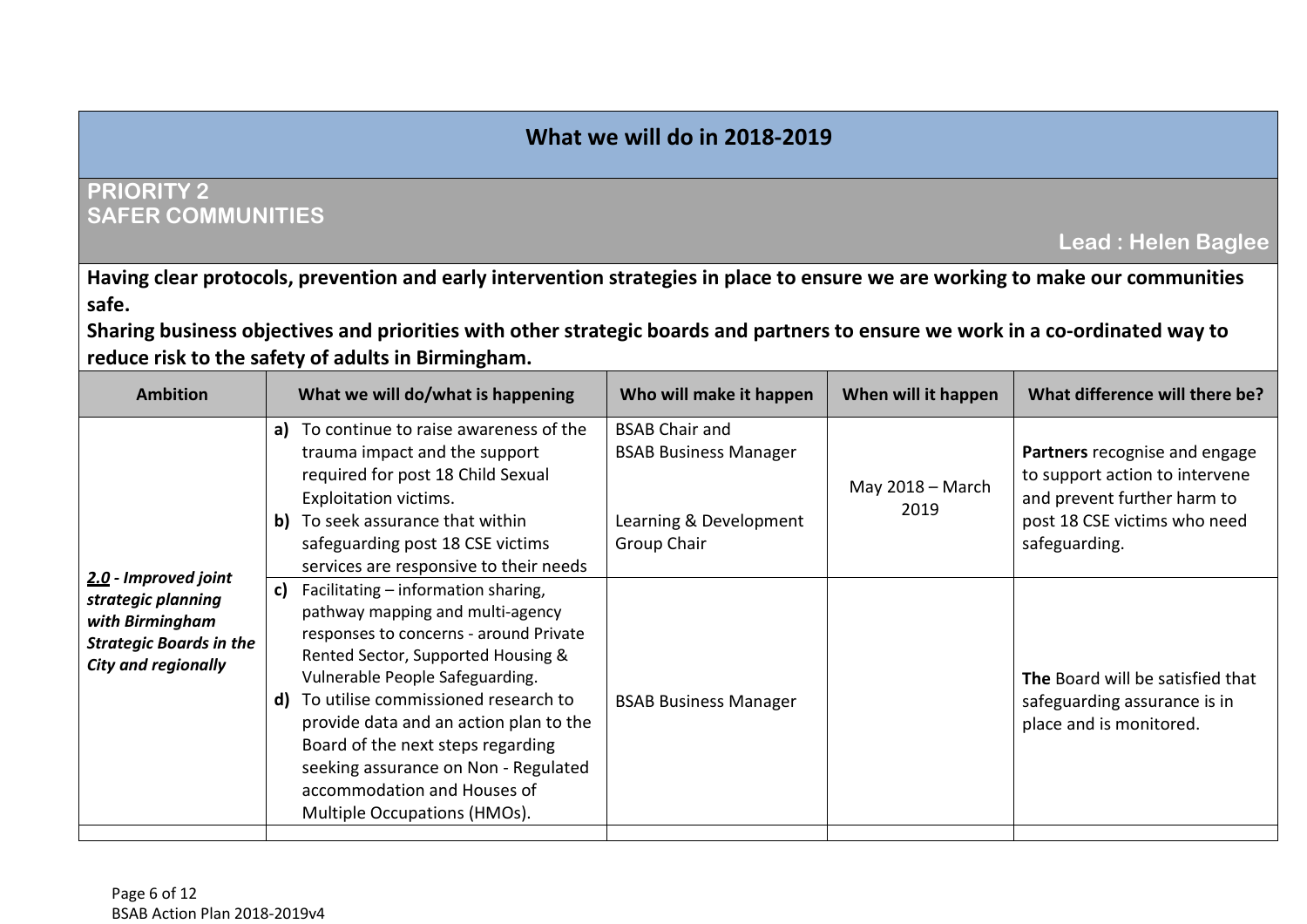# What we will do in 2018-2019

## PRIORITY 2
## SAFER COMMUNITIES

**Lead : Helen Baglee**

**Having clear protocols, prevention and early intervention strategies in place to ensure we are working to make our communities safe.**

**Sharing business objectives and priorities with other strategic boards and partners to ensure we work in a co-ordinated way to reduce risk to the safety of adults in Birmingham.**

| Ambition | What we will do/what is happening | Who will make it happen | When will it happen | What difference will there be? |
|---|---|---|---|---|
| ***2.0* - Improved joint strategic planning with Birmingham Strategic Boards in the City and regionally** | **a)** To continue to raise awareness of the trauma impact and the support required for post 18 Child Sexual Exploitation victims.<br>**b)** To seek assurance that within safeguarding post 18 CSE victims services are responsive to their needs | BSAB Chair and BSAB Business Manager<br><br>Learning & Development Group Chair | May 2018 – March 2019 | **Partners** recognise and engage to support action to intervene and prevent further harm to post 18 CSE victims who need safeguarding. |
| | **c)** Facilitating – information sharing, pathway mapping and multi-agency responses to concerns - around Private Rented Sector, Supported Housing & Vulnerable People Safeguarding.<br>**d)** To utilise commissioned research to provide data and an action plan to the Board of the next steps regarding seeking assurance on Non - Regulated accommodation and Houses of Multiple Occupations (HMOs). | BSAB Business Manager | | **The** Board will be satisfied that safeguarding assurance is in place and is monitored. |
| | | | | |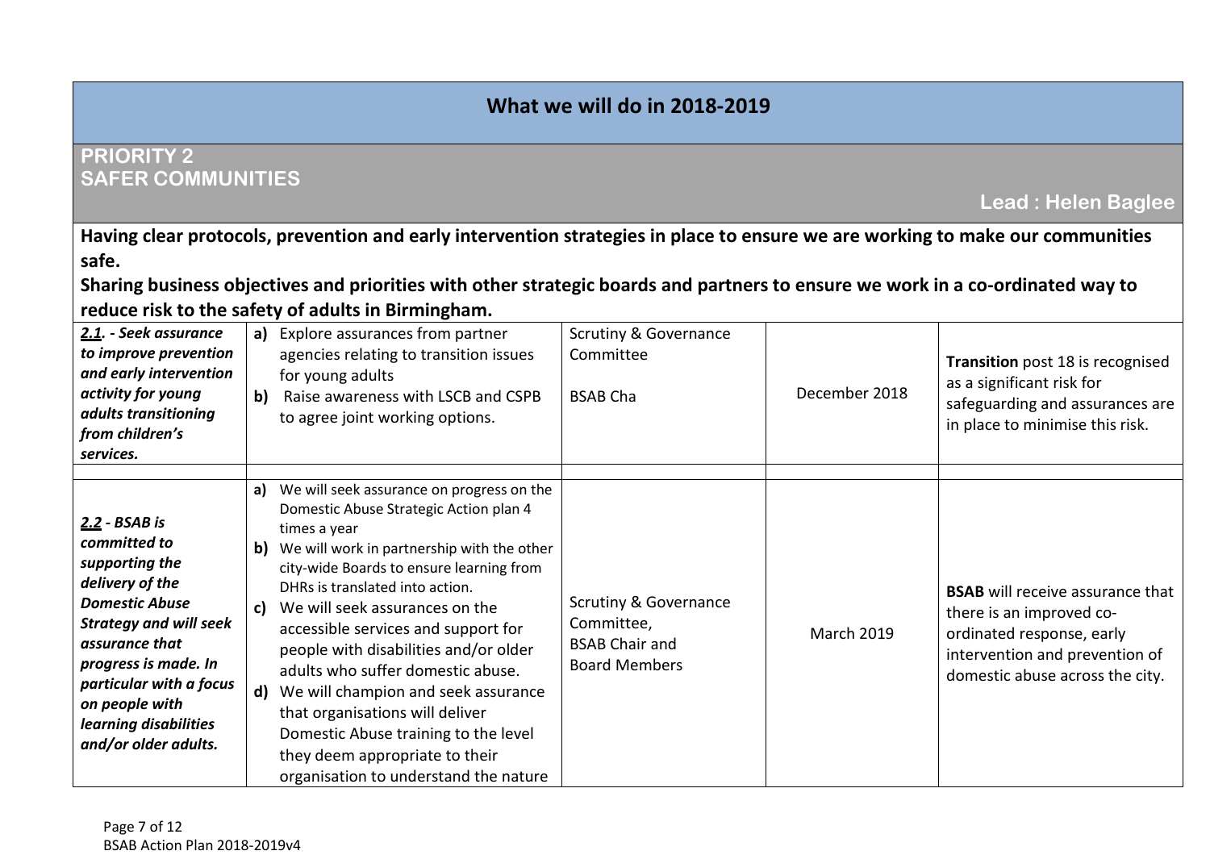## What we will do in 2018-2019

### PRIORITY 2
### SAFER COMMUNITIES

**Lead : Helen Baglee**

**Having clear protocols, prevention and early intervention strategies in place to ensure we are working to make our communities safe.**

**Sharing business objectives and priorities with other strategic boards and partners to ensure we work in a co-ordinated way to reduce risk to the safety of adults in Birmingham.**

| | | | | |
|---|---|---|---|---|
| ***2.1. - Seek assurance to improve prevention and early intervention activity for young adults transitioning from children's services.*** | **a)** Explore assurances from partner agencies relating to transition issues for young adults<br>**b)** Raise awareness with LSCB and CSPB to agree joint working options. | Scrutiny & Governance Committee<br><br>BSAB Cha | December 2018 | **Transition** post 18 is recognised as a significant risk for safeguarding and assurances are in place to minimise this risk. |
| | | | | |
| ***2.2 - BSAB is committed to supporting the delivery of the Domestic Abuse Strategy and will seek assurance that progress is made. In particular with a focus on people with learning disabilities and/or older adults.*** | **a)** We will seek assurance on progress on the Domestic Abuse Strategic Action plan 4 times a year<br>**b)** We will work in partnership with the other city-wide Boards to ensure learning from DHRs is translated into action.<br>**c)** We will seek assurances on the accessible services and support for people with disabilities and/or older adults who suffer domestic abuse.<br>**d)** We will champion and seek assurance that organisations will deliver Domestic Abuse training to the level they deem appropriate to their organisation to understand the nature | Scrutiny & Governance Committee,<br>BSAB Chair and<br>Board Members | March 2019 | **BSAB** will receive assurance that there is an improved co-ordinated response, early intervention and prevention of domestic abuse across the city. |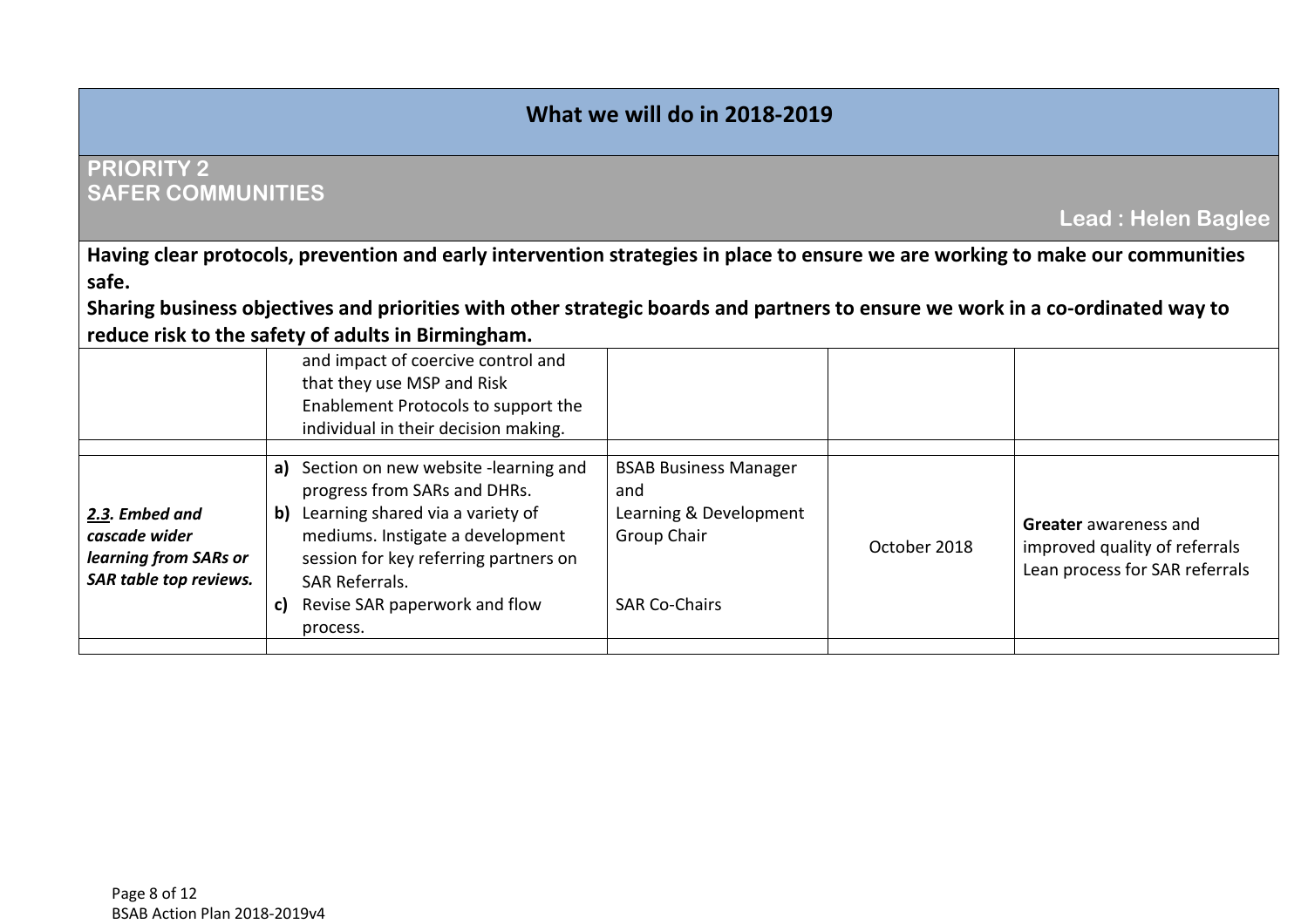## What we will do in 2018-2019

### PRIORITY 2
### SAFER COMMUNITIES

**Lead : Helen Baglee**

**Having clear protocols, prevention and early intervention strategies in place to ensure we are working to make our communities safe.**

**Sharing business objectives and priorities with other strategic boards and partners to ensure we work in a co-ordinated way to reduce risk to the safety of adults in Birmingham.**

| | | | | |
|---|---|---|---|---|
| | and impact of coercive control and that they use MSP and Risk Enablement Protocols to support the individual in their decision making. | | | |
| | | | | |
| ***2.3. Embed and cascade wider learning from SARs or SAR table top reviews.*** | **a)** Section on new website -learning and progress from SARs and DHRs.<br>**b)** Learning shared via a variety of mediums. Instigate a development session for key referring partners on SAR Referrals.<br>**c)** Revise SAR paperwork and flow process. | BSAB Business Manager and Learning & Development Group Chair<br><br>SAR Co-Chairs | October 2018 | **Greater** awareness and improved quality of referrals<br>Lean process for SAR referrals |
| | | | | |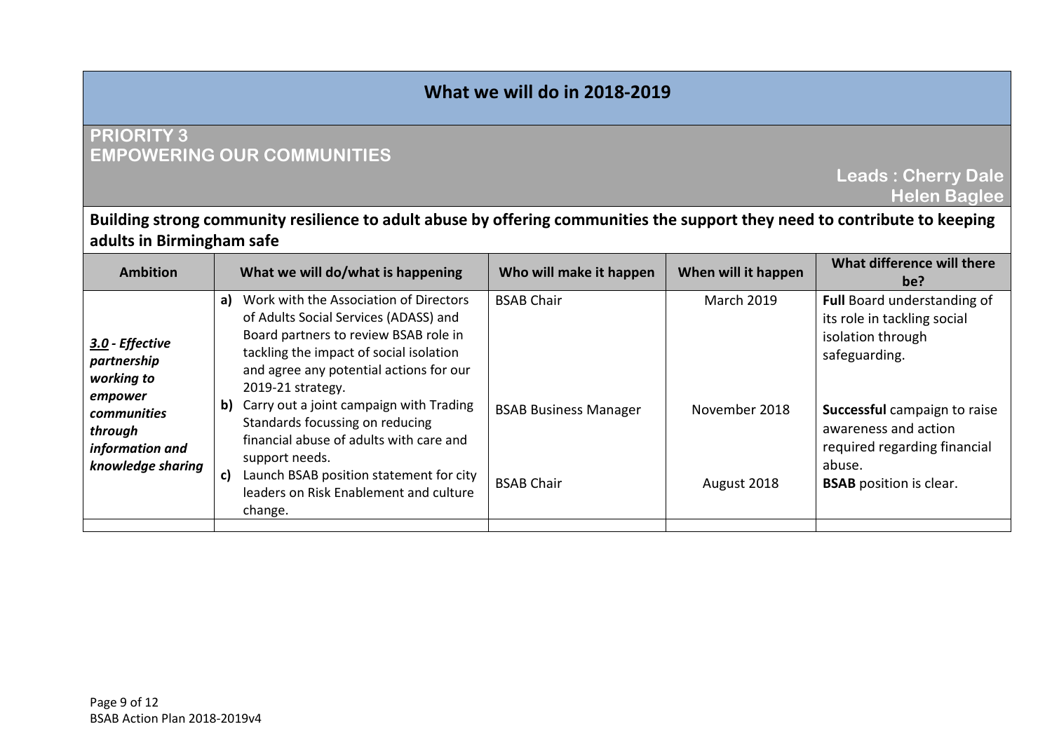# What we will do in 2018-2019

## PRIORITY 3
## EMPOWERING OUR COMMUNITIES

**Leads : Cherry Dale**
**Helen Baglee**

**Building strong community resilience to adult abuse by offering communities the support they need to contribute to keeping adults in Birmingham safe**

| Ambition | What we will do/what is happening | Who will make it happen | When will it happen | What difference will there be? |
|---|---|---|---|---|
| ***3.0* - Effective partnership working to empower communities through information and knowledge sharing** | **a)** Work with the Association of Directors of Adults Social Services (ADASS) and Board partners to review BSAB role in tackling the impact of social isolation and agree any potential actions for our 2019-21 strategy. | BSAB Chair | March 2019 | **Full** Board understanding of its role in tackling social isolation through safeguarding. |
| | **b)** Carry out a joint campaign with Trading Standards focussing on reducing financial abuse of adults with care and support needs. | BSAB Business Manager | November 2018 | **Successful** campaign to raise awareness and action required regarding financial abuse. |
| | **c)** Launch BSAB position statement for city leaders on Risk Enablement and culture change. | BSAB Chair | August 2018 | **BSAB** position is clear. |
| | | | | |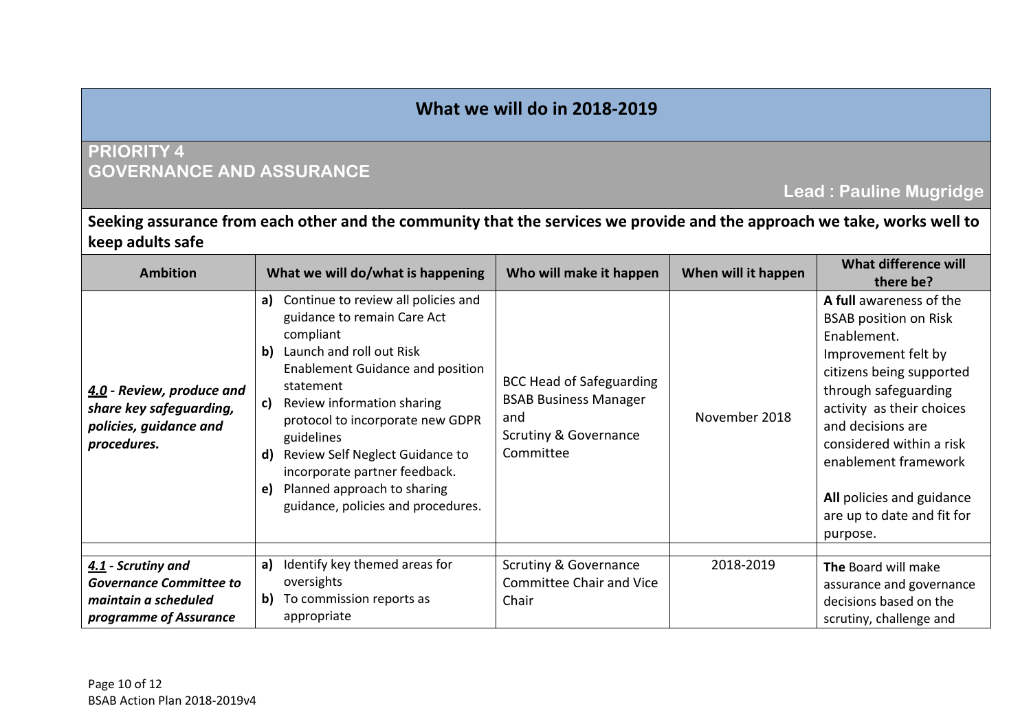# What we will do in 2018-2019

## PRIORITY 4
## GOVERNANCE AND ASSURANCE

**Lead : Pauline Mugridge**

**Seeking assurance from each other and the community that the services we provide and the approach we take, works well to keep adults safe**

| Ambition | What we will do/what is happening | Who will make it happen | When will it happen | What difference will there be? |
|---|---|---|---|---|
| ***4.0* - Review, produce and share key safeguarding, policies, guidance and procedures.** | **a)** Continue to review all policies and guidance to remain Care Act compliant<br>**b)** Launch and roll out Risk Enablement Guidance and position statement<br>**c)** Review information sharing protocol to incorporate new GDPR guidelines<br>**d)** Review Self Neglect Guidance to incorporate partner feedback.<br>**e)** Planned approach to sharing guidance, policies and procedures. | BCC Head of Safeguarding<br>BSAB Business Manager and<br>Scrutiny & Governance Committee | November 2018 | **A full** awareness of the BSAB position on Risk Enablement.<br>Improvement felt by citizens being supported through safeguarding activity as their choices and decisions are considered within a risk enablement framework<br><br>**All** policies and guidance are up to date and fit for purpose. |
| | | | | |
| ***4.1* - Scrutiny and Governance Committee to maintain a scheduled programme of Assurance** | **a)** Identify key themed areas for oversights<br>**b)** To commission reports as appropriate | Scrutiny & Governance Committee Chair and Vice Chair | 2018-2019 | **The** Board will make assurance and governance decisions based on the scrutiny, challenge and |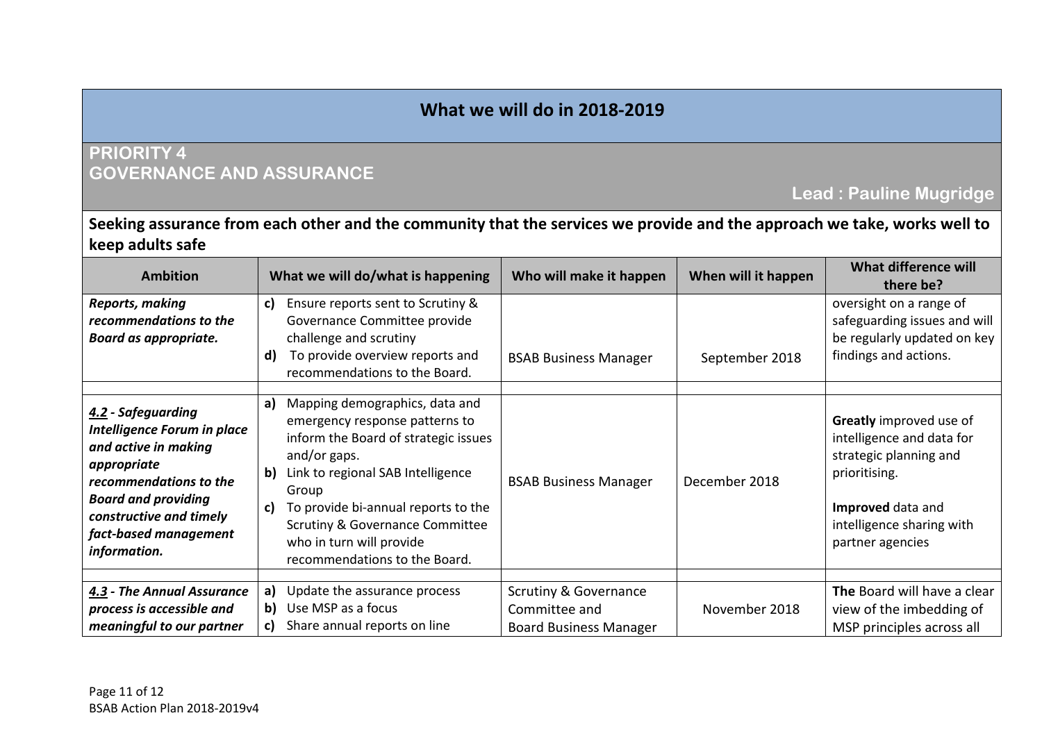## What we will do in 2018-2019

### PRIORITY 4
### GOVERNANCE AND ASSURANCE

**Lead : Pauline Mugridge**

**Seeking assurance from each other and the community that the services we provide and the approach we take, works well to keep adults safe**

| Ambition | What we will do/what is happening | Who will make it happen | When will it happen | What difference will there be? |
|---|---|---|---|---|
| ***Reports, making recommendations to the Board as appropriate.*** | **c)** Ensure reports sent to Scrutiny & Governance Committee provide challenge and scrutiny<br>**d)** To provide overview reports and recommendations to the Board. | BSAB Business Manager | September 2018 | oversight on a range of safeguarding issues and will be regularly updated on key findings and actions. |
| ***4.2 - Safeguarding Intelligence Forum in place and active in making appropriate recommendations to the Board and providing constructive and timely fact-based management information.*** | **a)** Mapping demographics, data and emergency response patterns to inform the Board of strategic issues and/or gaps.<br>**b)** Link to regional SAB Intelligence Group<br>**c)** To provide bi-annual reports to the Scrutiny & Governance Committee who in turn will provide recommendations to the Board. | BSAB Business Manager | December 2018 | **Greatly** improved use of intelligence and data for strategic planning and prioritising.<br><br>**Improved** data and intelligence sharing with partner agencies |
| ***4.3 - The Annual Assurance process is accessible and meaningful to our partner*** | **a)** Update the assurance process<br>**b)** Use MSP as a focus<br>**c)** Share annual reports on line | Scrutiny & Governance Committee and Board Business Manager | November 2018 | **The** Board will have a clear view of the imbedding of MSP principles across all |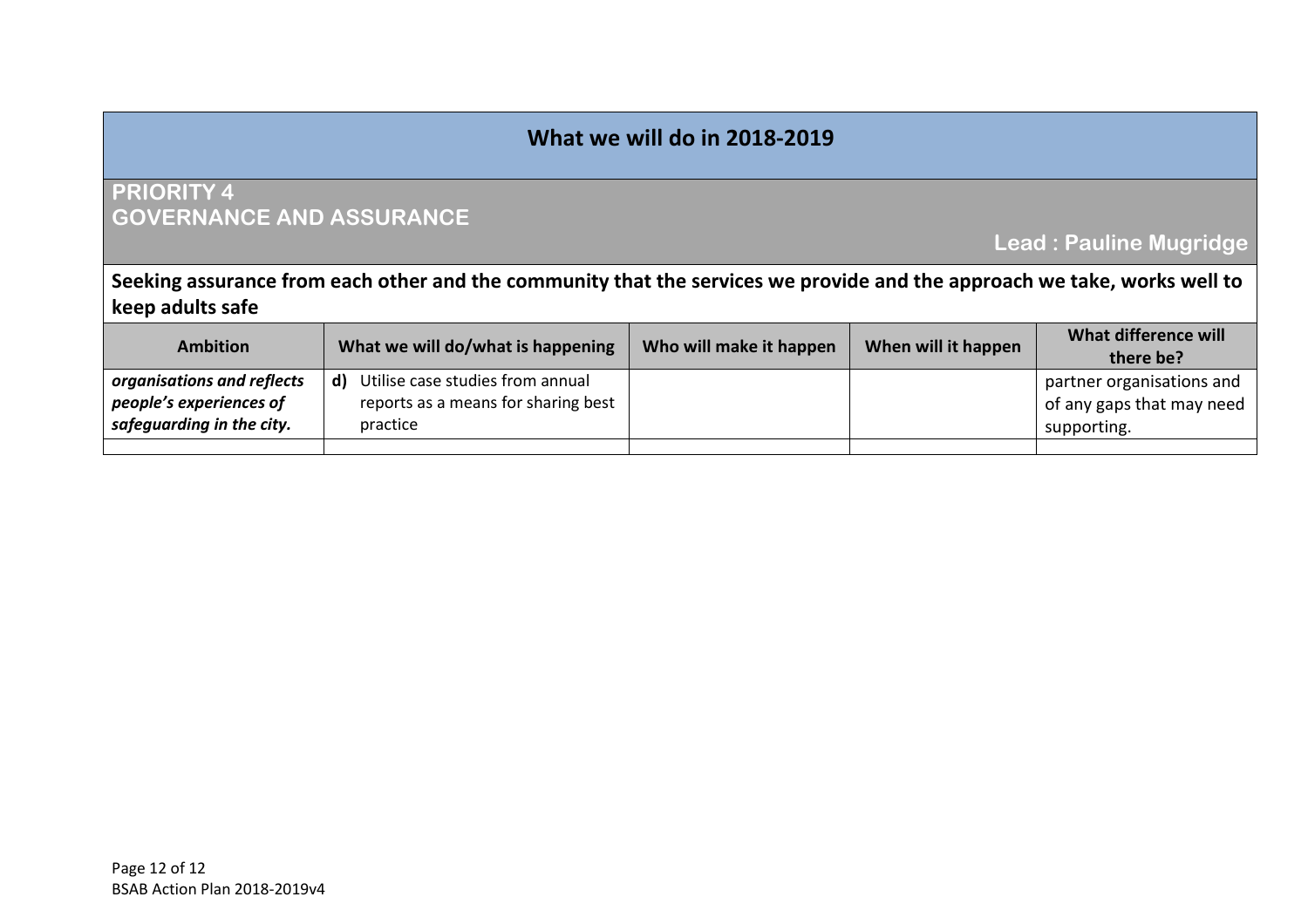## What we will do in 2018-2019

**PRIORITY 4**
**GOVERNANCE AND ASSURANCE**

**Lead : Pauline Mugridge**

**Seeking assurance from each other and the community that the services we provide and the approach we take, works well to keep adults safe**

| Ambition | What we will do/what is happening | Who will make it happen | When will it happen | What difference will there be? |
|---|---|---|---|---|
| ***organisations and reflects people's experiences of safeguarding in the city.*** | **d)** Utilise case studies from annual reports as a means for sharing best practice | | | partner organisations and of any gaps that may need supporting. |
| | | | | |